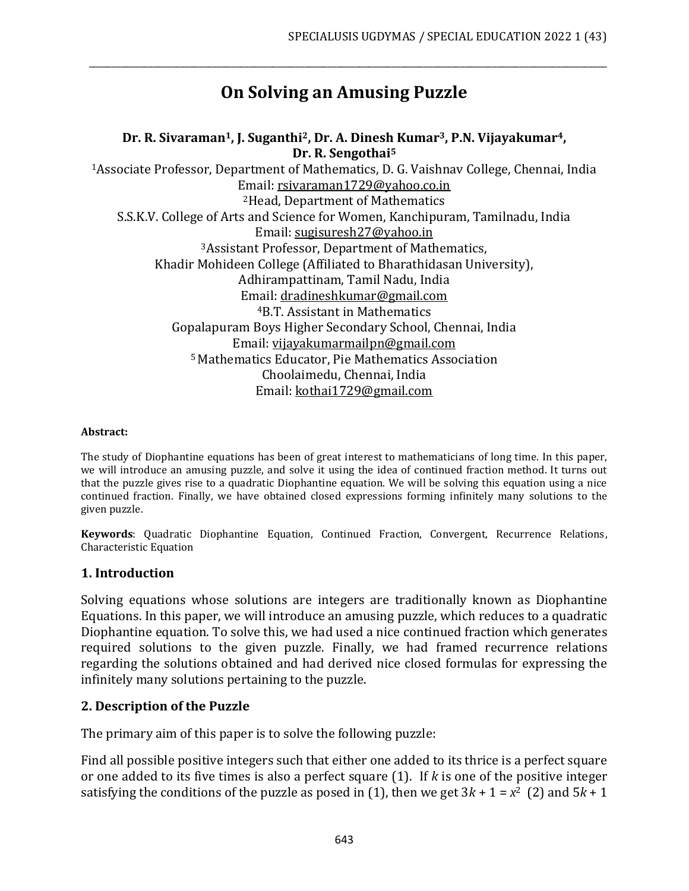# On Solving an Amusing Puzzle

**Dr. R. Sivaraman[1], J. Suganthi[2], Dr. A. Dinesh Kumar[3], P.N. Vijayakumar[4], Dr. R. Sengothai[5]**

[1]Associate Professor, Department of Mathematics, D. G. Vaishnav College, Chennai, India
Email: rsivaraman1729@yahoo.co.in

[2]Head, Department of Mathematics
S.S.K.V. College of Arts and Science for Women, Kanchipuram, Tamilnadu, India
Email: sugisuresh27@yahoo.in

[3]Assistant Professor, Department of Mathematics,
Khadir Mohideen College (Affiliated to Bharathidasan University),
Adhirampattinam, Tamil Nadu, India
Email: dradineshkumar@gmail.com

[4]B.T. Assistant in Mathematics
Gopalapuram Boys Higher Secondary School, Chennai, India
Email: vijayakumarmailpn@gmail.com

[5]Mathematics Educator, Pie Mathematics Association
Choolaimedu, Chennai, India
Email: kothai1729@gmail.com

**Abstract:**

The study of Diophantine equations has been of great interest to mathematicians of long time. In this paper, we will introduce an amusing puzzle, and solve it using the idea of continued fraction method. It turns out that the puzzle gives rise to a quadratic Diophantine equation. We will be solving this equation using a nice continued fraction. Finally, we have obtained closed expressions forming infinitely many solutions to the given puzzle.

**Keywords**: Quadratic Diophantine Equation, Continued Fraction, Convergent, Recurrence Relations, Characteristic Equation

## 1. Introduction

Solving equations whose solutions are integers are traditionally known as Diophantine Equations. In this paper, we will introduce an amusing puzzle, which reduces to a quadratic Diophantine equation. To solve this, we had used a nice continued fraction which generates required solutions to the given puzzle. Finally, we had framed recurrence relations regarding the solutions obtained and had derived nice closed formulas for expressing the infinitely many solutions pertaining to the puzzle.

## 2. Description of the Puzzle

The primary aim of this paper is to solve the following puzzle:

Find all possible positive integers such that either one added to its thrice is a perfect square or one added to its five times is also a perfect square (1). If $k$ is one of the positive integer satisfying the conditions of the puzzle as posed in (1), then we get $3k + 1 = x^2$ (2) and $5k + 1$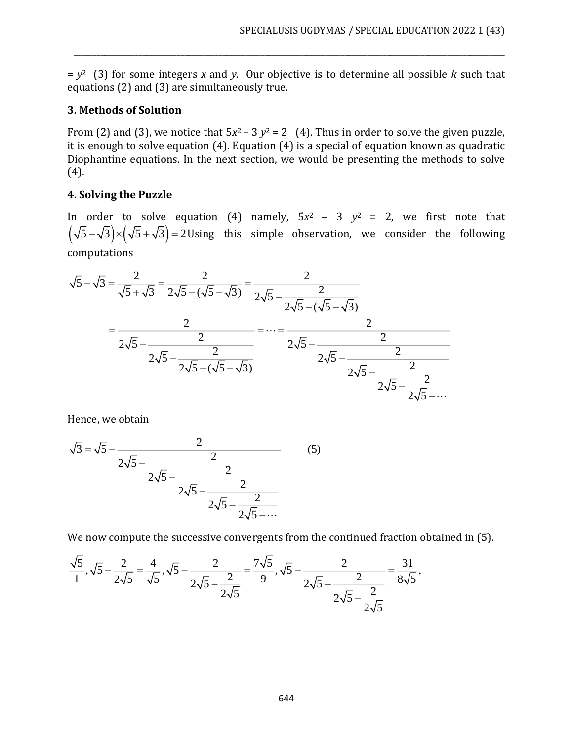$= y^2$ (3) for some integers $x$ and $y$. Our objective is to determine all possible $k$ such that equations (2) and (3) are simultaneously true.

### 3. Methods of Solution

From (2) and (3), we notice that $5x^2 - 3y^2 = 2$ (4). Thus in order to solve the given puzzle, it is enough to solve equation (4). Equation (4) is a special of equation known as quadratic Diophantine equations. In the next section, we would be presenting the methods to solve (4).

### 4. Solving the Puzzle

In order to solve equation (4) namely, $5x^2 - 3y^2 = 2$, we first note that $\left(\sqrt{5}-\sqrt{3}\right)\times\left(\sqrt{5}+\sqrt{3}\right) = 2$ Using this simple observation, we consider the following computations

$$\sqrt{5}-\sqrt{3} = \frac{2}{\sqrt{5}+\sqrt{3}} = \frac{2}{2\sqrt{5}-(\sqrt{5}-\sqrt{3})} = \frac{2}{2\sqrt{5}-\cfrac{2}{2\sqrt{5}-(\sqrt{5}-\sqrt{3})}}$$

$$= \frac{2}{2\sqrt{5}-\cfrac{2}{2\sqrt{5}-\cfrac{2}{2\sqrt{5}-(\sqrt{5}-\sqrt{3})}}} = \cdots = \frac{2}{2\sqrt{5}-\cfrac{2}{2\sqrt{5}-\cfrac{2}{2\sqrt{5}-\cfrac{2}{2\sqrt{5}-\cfrac{2}{2\sqrt{5}-\cdots}}}}}$$

Hence, we obtain

$$\sqrt{3} = \sqrt{5}-\frac{2}{2\sqrt{5}-\cfrac{2}{2\sqrt{5}-\cfrac{2}{2\sqrt{5}-\cfrac{2}{2\sqrt{5}-\cfrac{2}{2\sqrt{5}-\cdots}}}}} \qquad (5)$$

We now compute the successive convergents from the continued fraction obtained in (5).

$$\frac{\sqrt{5}}{1}, \sqrt{5}-\frac{2}{2\sqrt{5}} = \frac{4}{\sqrt{5}}, \sqrt{5}-\frac{2}{2\sqrt{5}-\cfrac{2}{2\sqrt{5}}} = \frac{7\sqrt{5}}{9}, \sqrt{5}-\frac{2}{2\sqrt{5}-\cfrac{2}{2\sqrt{5}-\cfrac{2}{2\sqrt{5}}}} = \frac{31}{8\sqrt{5}},$$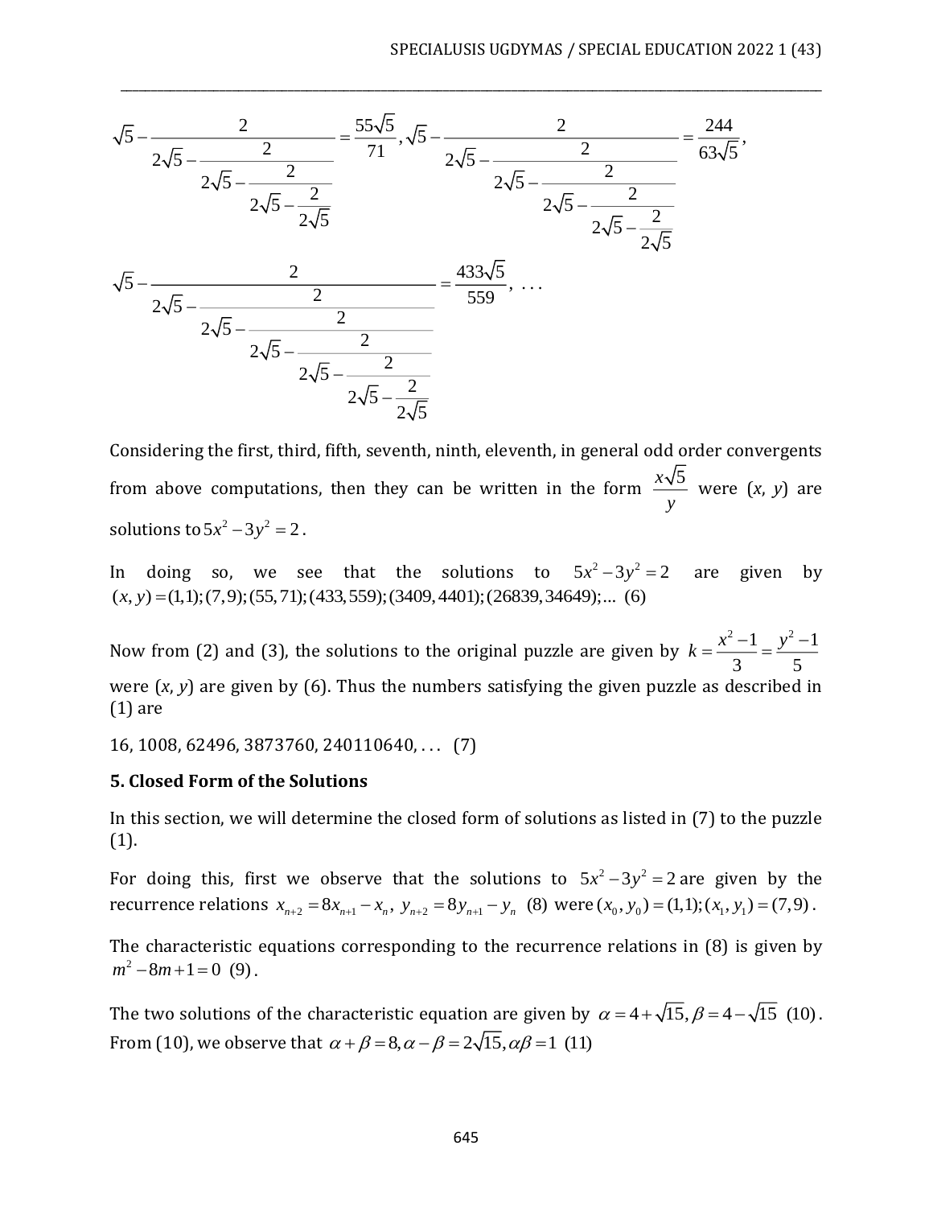$$\sqrt{5}-\cfrac{2}{2\sqrt{5}-\cfrac{2}{2\sqrt{5}-\cfrac{2}{2\sqrt{5}-\cfrac{2}{2\sqrt{5}}}}}=\frac{55\sqrt{5}}{71},\ \sqrt{5}-\cfrac{2}{2\sqrt{5}-\cfrac{2}{2\sqrt{5}-\cfrac{2}{2\sqrt{5}-\cfrac{2}{2\sqrt{5}-\cfrac{2}{2\sqrt{5}}}}}}=\frac{244}{63\sqrt{5}},$$

$$\sqrt{5}-\cfrac{2}{2\sqrt{5}-\cfrac{2}{2\sqrt{5}-\cfrac{2}{2\sqrt{5}-\cfrac{2}{2\sqrt{5}-\cfrac{2}{2\sqrt{5}-\cfrac{2}{2\sqrt{5}}}}}}}=\frac{433\sqrt{5}}{559},\ \ldots$$

Considering the first, third, fifth, seventh, ninth, eleventh, in general odd order convergents from above computations, then they can be written in the form $\frac{x\sqrt{5}}{y}$ were ($x$, $y$) are solutions to $5x^2-3y^2=2$.

In doing so, we see that the solutions to $5x^2-3y^2=2$ are given by $(x,y)=(1,1);(7,9);(55,71);(433,559);(3409,4401);(26839,34649);\ldots$ (6)

Now from (2) and (3), the solutions to the original puzzle are given by $k=\frac{x^2-1}{3}=\frac{y^2-1}{5}$ were ($x$, $y$) are given by (6). Thus the numbers satisfying the given puzzle as described in (1) are

16, 1008, 62496, 3873760, 240110640, . . . (7)

## 5. Closed Form of the Solutions

In this section, we will determine the closed form of solutions as listed in (7) to the puzzle (1).

For doing this, first we observe that the solutions to $5x^2-3y^2=2$ are given by the recurrence relations $x_{n+2}=8x_{n+1}-x_n,\ y_{n+2}=8y_{n+1}-y_n$ (8) were $(x_0,y_0)=(1,1);(x_1,y_1)=(7,9)$.

The characteristic equations corresponding to the recurrence relations in (8) is given by $m^2-8m+1=0$ (9).

The two solutions of the characteristic equation are given by $\alpha=4+\sqrt{15},\beta=4-\sqrt{15}$ (10). From (10), we observe that $\alpha+\beta=8,\alpha-\beta=2\sqrt{15},\alpha\beta=1$ (11)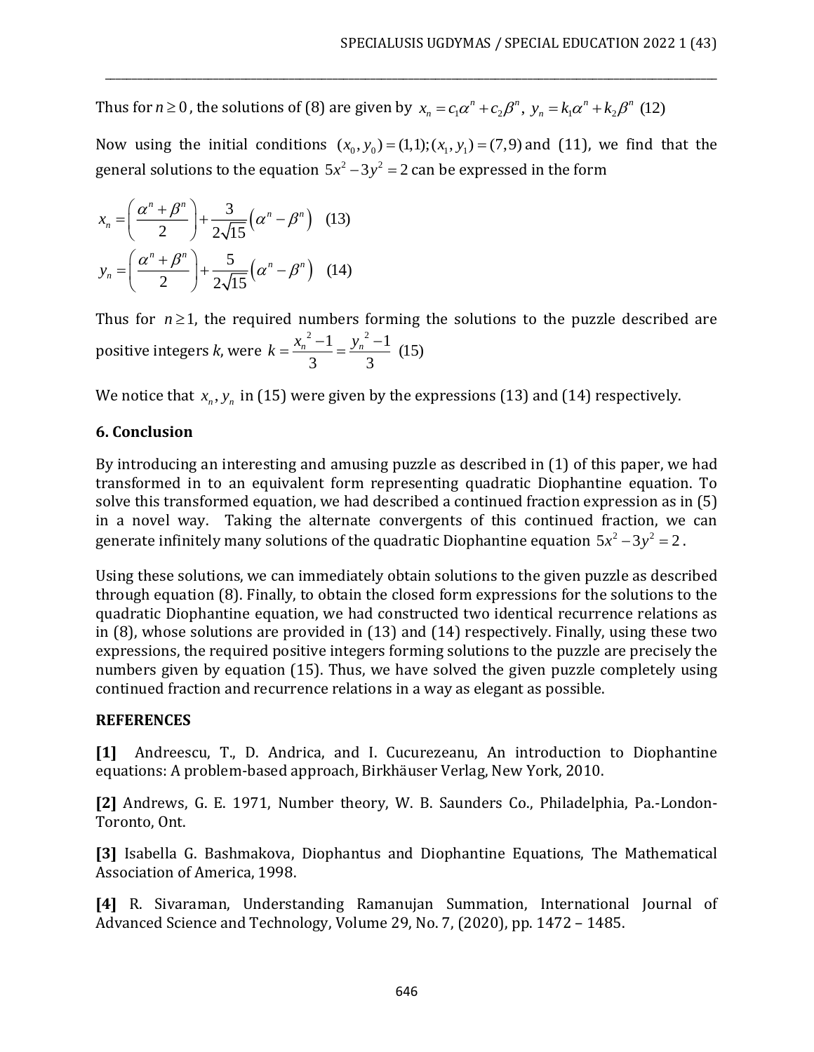Thus for $n \geq 0$, the solutions of (8) are given by $x_n = c_1\alpha^n + c_2\beta^n$, $y_n = k_1\alpha^n + k_2\beta^n$ (12)

Now using the initial conditions $(x_0, y_0) = (1,1); (x_1, y_1) = (7,9)$ and (11), we find that the general solutions to the equation $5x^2 - 3y^2 = 2$ can be expressed in the form

$$x_n = \left(\frac{\alpha^n + \beta^n}{2}\right) + \frac{3}{2\sqrt{15}}\left(\alpha^n - \beta^n\right) \quad (13)$$

$$y_n = \left(\frac{\alpha^n + \beta^n}{2}\right) + \frac{5}{2\sqrt{15}}\left(\alpha^n - \beta^n\right) \quad (14)$$

Thus for $n \geq 1$, the required numbers forming the solutions to the puzzle described are positive integers *k*, were $k = \frac{x_n^{\,2} - 1}{3} = \frac{y_n^{\,2} - 1}{3}$ (15)

We notice that $x_n, y_n$ in (15) were given by the expressions (13) and (14) respectively.

## 6. Conclusion

By introducing an interesting and amusing puzzle as described in (1) of this paper, we had transformed in to an equivalent form representing quadratic Diophantine equation. To solve this transformed equation, we had described a continued fraction expression as in (5) in a novel way. Taking the alternate convergents of this continued fraction, we can generate infinitely many solutions of the quadratic Diophantine equation $5x^2 - 3y^2 = 2$.

Using these solutions, we can immediately obtain solutions to the given puzzle as described through equation (8). Finally, to obtain the closed form expressions for the solutions to the quadratic Diophantine equation, we had constructed two identical recurrence relations as in (8), whose solutions are provided in (13) and (14) respectively. Finally, using these two expressions, the required positive integers forming solutions to the puzzle are precisely the numbers given by equation (15). Thus, we have solved the given puzzle completely using continued fraction and recurrence relations in a way as elegant as possible.

## REFERENCES

**[1]** Andreescu, T., D. Andrica, and I. Cucurezeanu, An introduction to Diophantine equations: A problem-based approach, Birkhäuser Verlag, New York, 2010.

**[2]** Andrews, G. E. 1971, Number theory, W. B. Saunders Co., Philadelphia, Pa.-London-Toronto, Ont.

**[3]** Isabella G. Bashmakova, Diophantus and Diophantine Equations, The Mathematical Association of America, 1998.

**[4]** R. Sivaraman, Understanding Ramanujan Summation, International Journal of Advanced Science and Technology, Volume 29, No. 7, (2020), pp. 1472 – 1485.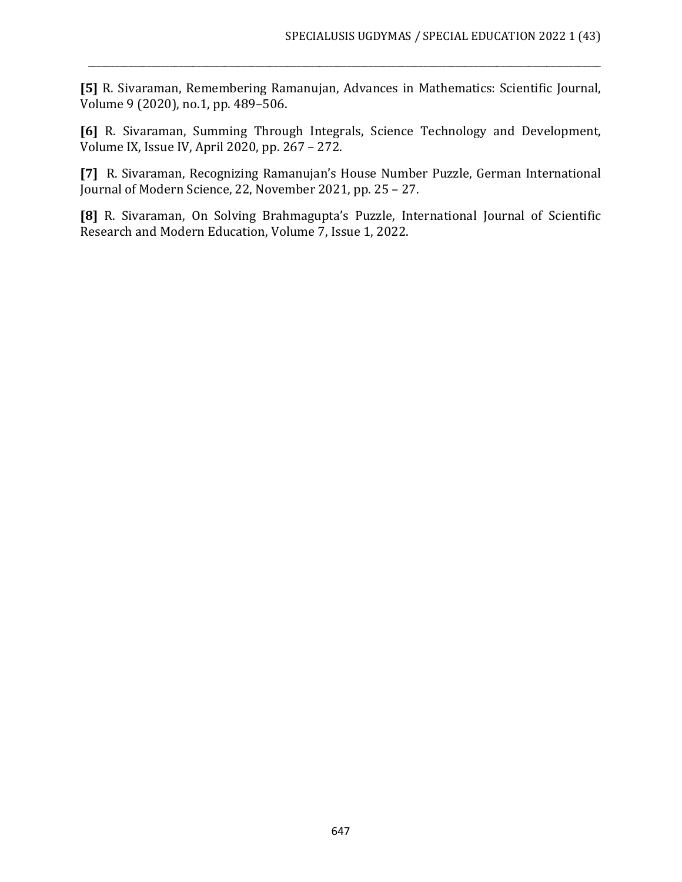**[5]** R. Sivaraman, Remembering Ramanujan, Advances in Mathematics: Scientific Journal, Volume 9 (2020), no.1, pp. 489–506.

**[6]** R. Sivaraman, Summing Through Integrals, Science Technology and Development, Volume IX, Issue IV, April 2020, pp. 267 – 272.

**[7]** R. Sivaraman, Recognizing Ramanujan's House Number Puzzle, German International Journal of Modern Science, 22, November 2021, pp. 25 – 27.

**[8]** R. Sivaraman, On Solving Brahmagupta's Puzzle, International Journal of Scientific Research and Modern Education, Volume 7, Issue 1, 2022.